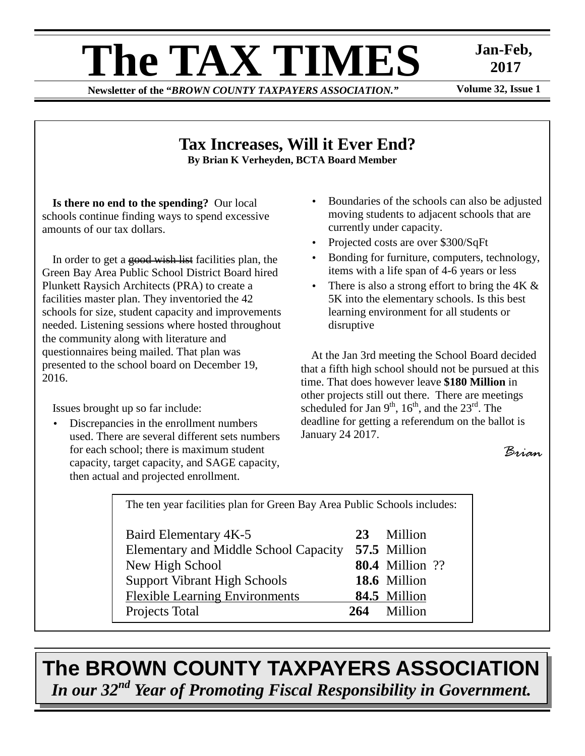# The TAX TIMES

**Jan-Feb, 2017**

**Newsletter of the "*BROWN COUNTY TAXPAYERS ASSOCIATION.*"**

**Volume 32, Issue 1**

## Tax Increases, Will it Ever End?

**By Brian K Verheyden, BCTA Board Member**

**Is there no end to the spending?** Our local schools continue finding ways to spend excessive amounts of our tax dollars.

In order to get a ~~good wish list~~ facilities plan, the Green Bay Area Public School District Board hired Plunkett Raysich Architects (PRA) to create a facilities master plan. They inventoried the 42 schools for size, student capacity and improvements needed. Listening sessions where hosted throughout the community along with literature and questionnaires being mailed. That plan was presented to the school board on December 19, 2016.

Issues brought up so far include:

- Discrepancies in the enrollment numbers used. There are several different sets numbers for each school; there is maximum student capacity, target capacity, and SAGE capacity, then actual and projected enrollment.
- Boundaries of the schools can also be adjusted moving students to adjacent schools that are currently under capacity.
- Projected costs are over $300/SqFt
- Bonding for furniture, computers, technology, items with a life span of 4-6 years or less
- There is also a strong effort to bring the 4K & 5K into the elementary schools. Is this best learning environment for all students or disruptive

At the Jan 3rd meeting the School Board decided that a fifth high school should not be pursued at this time. That does however leave **$180 Million** in other projects still out there. There are meetings scheduled for Jan 9th, 16th, and the 23rd. The deadline for getting a referendum on the ballot is January 24 2017.

*Brian*

The ten year facilities plan for Green Bay Area Public Schools includes:

| Project | Amount | |
|---|---|---|
| Baird Elementary 4K-5 | **23** | Million |
| Elementary and Middle School Capacity | **57.5** | Million |
| New High School | **80.4** | Million ?? |
| Support Vibrant High Schools | **18.6** | Million |
| Flexible Learning Environments | **84.5** | Million |
| Projects Total | **264** | Million |

## The BROWN COUNTY TAXPAYERS ASSOCIATION

***In our 32nd Year of Promoting Fiscal Responsibility in Government.***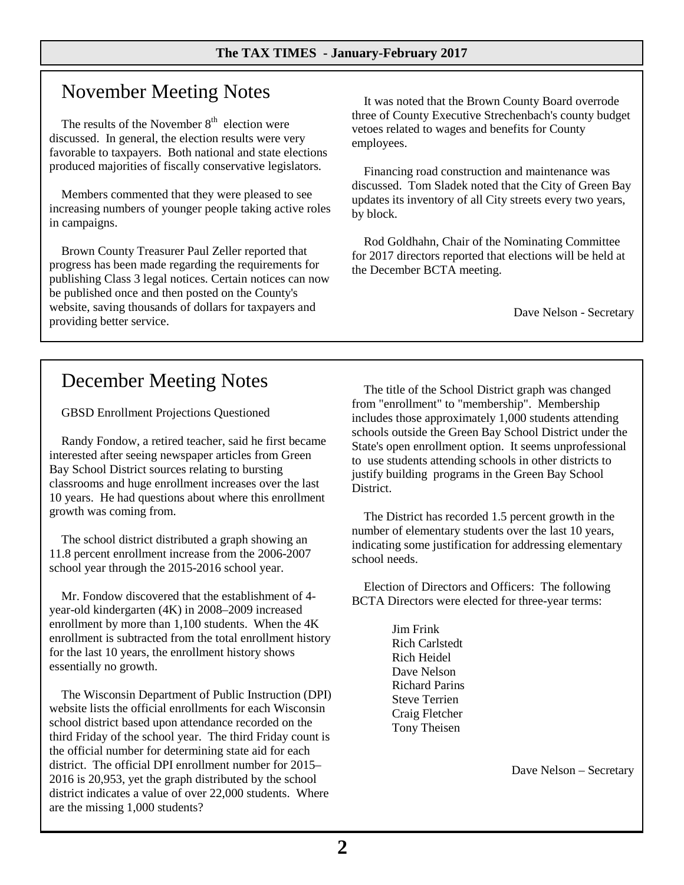## November Meeting Notes

The results of the November 8th election were discussed. In general, the election results were very favorable to taxpayers. Both national and state elections produced majorities of fiscally conservative legislators.

Members commented that they were pleased to see increasing numbers of younger people taking active roles in campaigns.

Brown County Treasurer Paul Zeller reported that progress has been made regarding the requirements for publishing Class 3 legal notices. Certain notices can now be published once and then posted on the County's website, saving thousands of dollars for taxpayers and providing better service.

It was noted that the Brown County Board overrode three of County Executive Strechenbach's county budget vetoes related to wages and benefits for County employees.

Financing road construction and maintenance was discussed. Tom Sladek noted that the City of Green Bay updates its inventory of all City streets every two years, by block.

Rod Goldhahn, Chair of the Nominating Committee for 2017 directors reported that elections will be held at the December BCTA meeting.

Dave Nelson - Secretary

## December Meeting Notes

GBSD Enrollment Projections Questioned

Randy Fondow, a retired teacher, said he first became interested after seeing newspaper articles from Green Bay School District sources relating to bursting classrooms and huge enrollment increases over the last 10 years. He had questions about where this enrollment growth was coming from.

The school district distributed a graph showing an 11.8 percent enrollment increase from the 2006-2007 school year through the 2015-2016 school year.

Mr. Fondow discovered that the establishment of 4-year-old kindergarten (4K) in 2008–2009 increased enrollment by more than 1,100 students. When the 4K enrollment is subtracted from the total enrollment history for the last 10 years, the enrollment history shows essentially no growth.

The Wisconsin Department of Public Instruction (DPI) website lists the official enrollments for each Wisconsin school district based upon attendance recorded on the third Friday of the school year. The third Friday count is the official number for determining state aid for each district. The official DPI enrollment number for 2015–2016 is 20,953, yet the graph distributed by the school district indicates a value of over 22,000 students. Where are the missing 1,000 students?

The title of the School District graph was changed from "enrollment" to "membership". Membership includes those approximately 1,000 students attending schools outside the Green Bay School District under the State's open enrollment option. It seems unprofessional to use students attending schools in other districts to justify building programs in the Green Bay School District.

The District has recorded 1.5 percent growth in the number of elementary students over the last 10 years, indicating some justification for addressing elementary school needs.

Election of Directors and Officers: The following BCTA Directors were elected for three-year terms:

- Jim Frink
- Rich Carlstedt
- Rich Heidel
- Dave Nelson
- Richard Parins
- Steve Terrien
- Craig Fletcher
- Tony Theisen

Dave Nelson – Secretary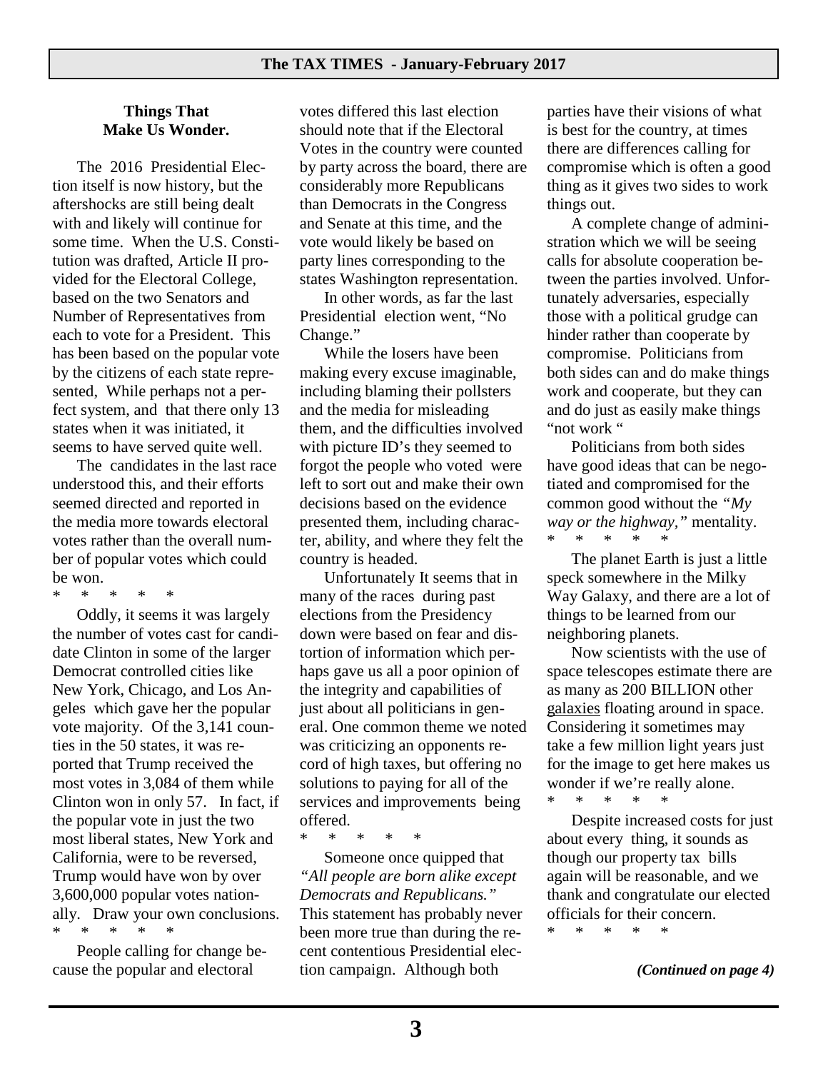### Things That Make Us Wonder.

The 2016 Presidential Election itself is now history, but the aftershocks are still being dealt with and likely will continue for some time. When the U.S. Constitution was drafted, Article II provided for the Electoral College, based on the two Senators and Number of Representatives from each to vote for a President. This has been based on the popular vote by the citizens of each state represented, While perhaps not a perfect system, and that there only 13 states when it was initiated, it seems to have served quite well.

The candidates in the last race understood this, and their efforts seemed directed and reported in the media more towards electoral votes rather than the overall number of popular votes which could be won.

\* \* \* \* \*

Oddly, it seems it was largely the number of votes cast for candidate Clinton in some of the larger Democrat controlled cities like New York, Chicago, and Los Angeles which gave her the popular vote majority. Of the 3,141 counties in the 50 states, it was reported that Trump received the most votes in 3,084 of them while Clinton won in only 57. In fact, if the popular vote in just the two most liberal states, New York and California, were to be reversed, Trump would have won by over 3,600,000 popular votes nationally. Draw your own conclusions.

\* \* \* \* \*

People calling for change because the popular and electoral votes differed this last election should note that if the Electoral Votes in the country were counted by party across the board, there are considerably more Republicans than Democrats in the Congress and Senate at this time, and the vote would likely be based on party lines corresponding to the states Washington representation.

In other words, as far the last Presidential election went, "No Change."

While the losers have been making every excuse imaginable, including blaming their pollsters and the media for misleading them, and the difficulties involved with picture ID's they seemed to forgot the people who voted were left to sort out and make their own decisions based on the evidence presented them, including character, ability, and where they felt the country is headed.

Unfortunately It seems that in many of the races during past elections from the Presidency down were based on fear and distortion of information which perhaps gave us all a poor opinion of the integrity and capabilities of just about all politicians in general. One common theme we noted was criticizing an opponents record of high taxes, but offering no solutions to paying for all of the services and improvements being offered.

\* \* \* \* \*

Someone once quipped that *"All people are born alike except Democrats and Republicans."* This statement has probably never been more true than during the recent contentious Presidential election campaign. Although both parties have their visions of what is best for the country, at times there are differences calling for compromise which is often a good thing as it gives two sides to work things out.

A complete change of administration which we will be seeing calls for absolute cooperation between the parties involved. Unfortunately adversaries, especially those with a political grudge can hinder rather than cooperate by compromise. Politicians from both sides can and do make things work and cooperate, but they can and do just as easily make things "not work "

Politicians from both sides have good ideas that can be negotiated and compromised for the common good without the *"My way or the highway,"* mentality.

\* \* \* \* \*

The planet Earth is just a little speck somewhere in the Milky Way Galaxy, and there are a lot of things to be learned from our neighboring planets.

Now scientists with the use of space telescopes estimate there are as many as 200 BILLION other galaxies floating around in space. Considering it sometimes may take a few million light years just for the image to get here makes us wonder if we're really alone.

\* \* \* \* \*

Despite increased costs for just about every thing, it sounds as though our property tax bills again will be reasonable, and we thank and congratulate our elected officials for their concern.

\* \* \* \* \*

***(Continued on page 4)***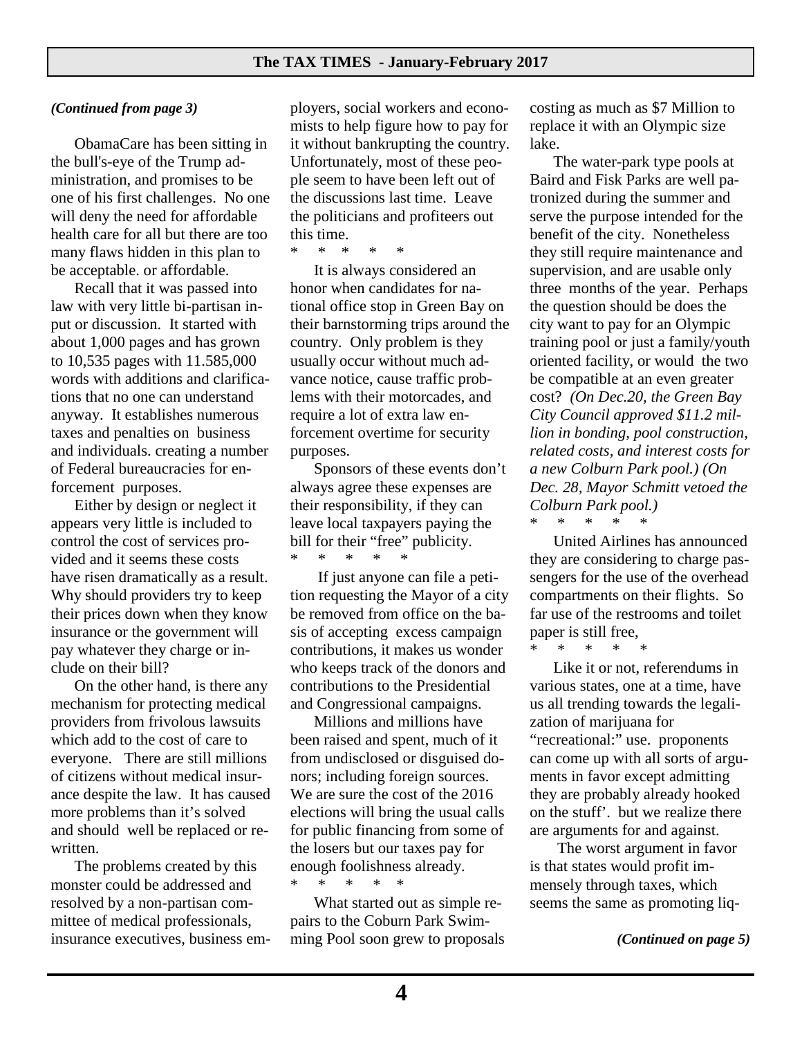*(Continued from page 3)*

ObamaCare has been sitting in the bull's-eye of the Trump administration, and promises to be one of his first challenges. No one will deny the need for affordable health care for all but there are too many flaws hidden in this plan to be acceptable. or affordable.

Recall that it was passed into law with very little bi-partisan input or discussion. It started with about 1,000 pages and has grown to 10,535 pages with 11.585,000 words with additions and clarifications that no one can understand anyway. It establishes numerous taxes and penalties on business and individuals. creating a number of Federal bureaucracies for enforcement purposes.

Either by design or neglect it appears very little is included to control the cost of services provided and it seems these costs have risen dramatically as a result. Why should providers try to keep their prices down when they know insurance or the government will pay whatever they charge or include on their bill?

On the other hand, is there any mechanism for protecting medical providers from frivolous lawsuits which add to the cost of care to everyone. There are still millions of citizens without medical insurance despite the law. It has caused more problems than it's solved and should well be replaced or rewritten.

The problems created by this monster could be addressed and resolved by a non-partisan committee of medical professionals, insurance executives, business employers, social workers and economists to help figure how to pay for it without bankrupting the country. Unfortunately, most of these people seem to have been left out of the discussions last time. Leave the politicians and profiteers out this time.

\* \* \* \* \*

It is always considered an honor when candidates for national office stop in Green Bay on their barnstorming trips around the country. Only problem is they usually occur without much advance notice, cause traffic problems with their motorcades, and require a lot of extra law enforcement overtime for security purposes.

Sponsors of these events don't always agree these expenses are their responsibility, if they can leave local taxpayers paying the bill for their "free" publicity.

\* \* \* \* \*

If just anyone can file a petition requesting the Mayor of a city be removed from office on the basis of accepting excess campaign contributions, it makes us wonder who keeps track of the donors and contributions to the Presidential and Congressional campaigns.

Millions and millions have been raised and spent, much of it from undisclosed or disguised donors; including foreign sources. We are sure the cost of the 2016 elections will bring the usual calls for public financing from some of the losers but our taxes pay for enough foolishness already.

\* \* \* \* \*

What started out as simple repairs to the Coburn Park Swimming Pool soon grew to proposals costing as much as $7 Million to replace it with an Olympic size lake.

The water-park type pools at Baird and Fisk Parks are well patronized during the summer and serve the purpose intended for the benefit of the city. Nonetheless they still require maintenance and supervision, and are usable only three months of the year. Perhaps the question should be does the city want to pay for an Olympic training pool or just a family/youth oriented facility, or would the two be compatible at an even greater cost? *(On Dec.20, the Green Bay City Council approved $11.2 million in bonding, pool construction, related costs, and interest costs for a new Colburn Park pool.) (On Dec. 28, Mayor Schmitt vetoed the Colburn Park pool.)*

\* \* \* \* \*

United Airlines has announced they are considering to charge passengers for the use of the overhead compartments on their flights. So far use of the restrooms and toilet paper is still free,

\* \* \* \* \*

Like it or not, referendums in various states, one at a time, have us all trending towards the legalization of marijuana for "recreational:" use. proponents can come up with all sorts of arguments in favor except admitting they are probably already hooked on the stuff'. but we realize there are arguments for and against.

The worst argument in favor is that states would profit immensely through taxes, which seems the same as promoting liq-

*(Continued on page 5)*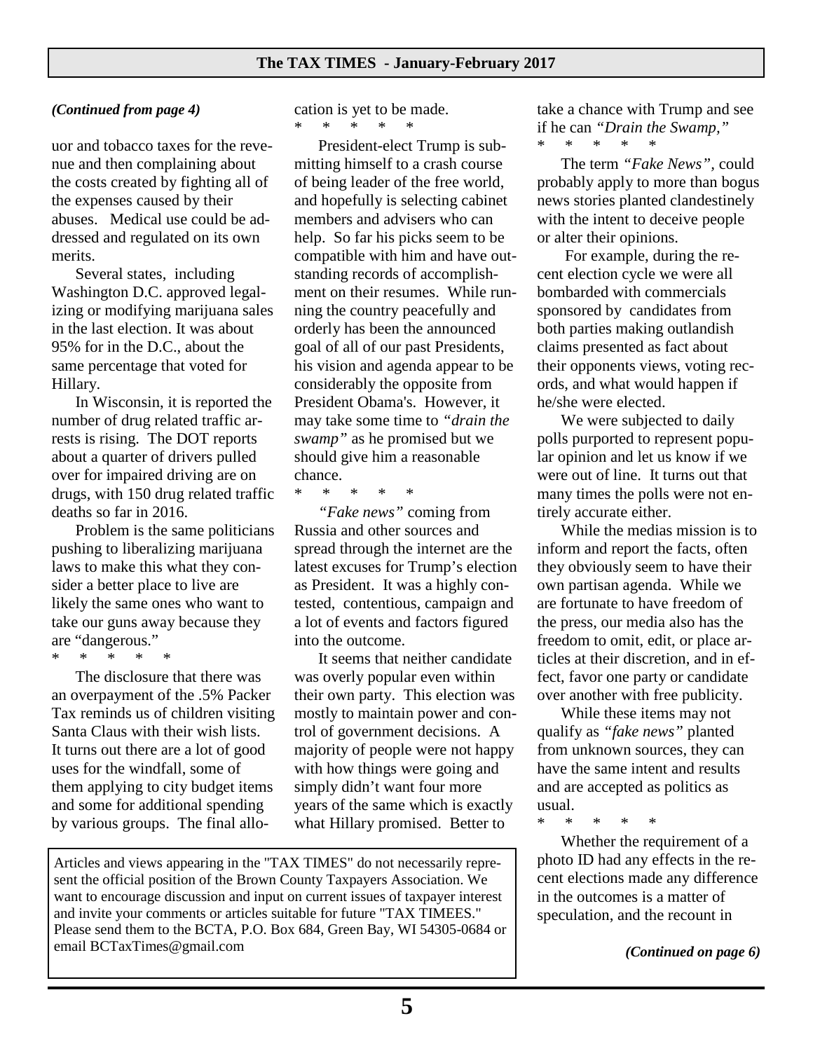*(Continued from page 4)*

uor and tobacco taxes for the revenue and then complaining about the costs created by fighting all of the expenses caused by their abuses. Medical use could be addressed and regulated on its own merits.

Several states, including Washington D.C. approved legalizing or modifying marijuana sales in the last election. It was about 95% for in the D.C., about the same percentage that voted for Hillary.

In Wisconsin, it is reported the number of drug related traffic arrests is rising. The DOT reports about a quarter of drivers pulled over for impaired driving are on drugs, with 150 drug related traffic deaths so far in 2016.

Problem is the same politicians pushing to liberalizing marijuana laws to make this what they consider a better place to live are likely the same ones who want to take our guns away because they are "dangerous."

\* \* \* \* \*

The disclosure that there was an overpayment of the .5% Packer Tax reminds us of children visiting Santa Claus with their wish lists. It turns out there are a lot of good uses for the windfall, some of them applying to city budget items and some for additional spending by various groups. The final allocation is yet to be made.

\* \* \* \* \*

President-elect Trump is submitting himself to a crash course of being leader of the free world, and hopefully is selecting cabinet members and advisers who can help. So far his picks seem to be compatible with him and have outstanding records of accomplishment on their resumes. While running the country peacefully and orderly has been the announced goal of all of our past Presidents, his vision and agenda appear to be considerably the opposite from President Obama's. However, it may take some time to *"drain the swamp"* as he promised but we should give him a reasonable chance.

\* \* \* \* \*

*"Fake news"* coming from Russia and other sources and spread through the internet are the latest excuses for Trump's election as President. It was a highly contested, contentious, campaign and a lot of events and factors figured into the outcome.

It seems that neither candidate was overly popular even within their own party. This election was mostly to maintain power and control of government decisions. A majority of people were not happy with how things were going and simply didn't want four more years of the same which is exactly what Hillary promised. Better to take a chance with Trump and see if he can *"Drain the Swamp,"*

\* \* \* \* \*

The term *"Fake News"*, could probably apply to more than bogus news stories planted clandestinely with the intent to deceive people or alter their opinions.

For example, during the recent election cycle we were all bombarded with commercials sponsored by candidates from both parties making outlandish claims presented as fact about their opponents views, voting records, and what would happen if he/she were elected.

We were subjected to daily polls purported to represent popular opinion and let us know if we were out of line. It turns out that many times the polls were not entirely accurate either.

While the medias mission is to inform and report the facts, often they obviously seem to have their own partisan agenda. While we are fortunate to have freedom of the press, our media also has the freedom to omit, edit, or place articles at their discretion, and in effect, favor one party or candidate over another with free publicity.

While these items may not qualify as *"fake news"* planted from unknown sources, they can have the same intent and results and are accepted as politics as usual.

\* \* \* \* \*

Whether the requirement of a photo ID had any effects in the recent elections made any difference in the outcomes is a matter of speculation, and the recount in

*(Continued on page 6)*

---

Articles and views appearing in the "TAX TIMES" do not necessarily represent the official position of the Brown County Taxpayers Association. We want to encourage discussion and input on current issues of taxpayer interest and invite your comments or articles suitable for future "TAX TIMEES." Please send them to the BCTA, P.O. Box 684, Green Bay, WI 54305-0684 or email BCTaxTimes@gmail.com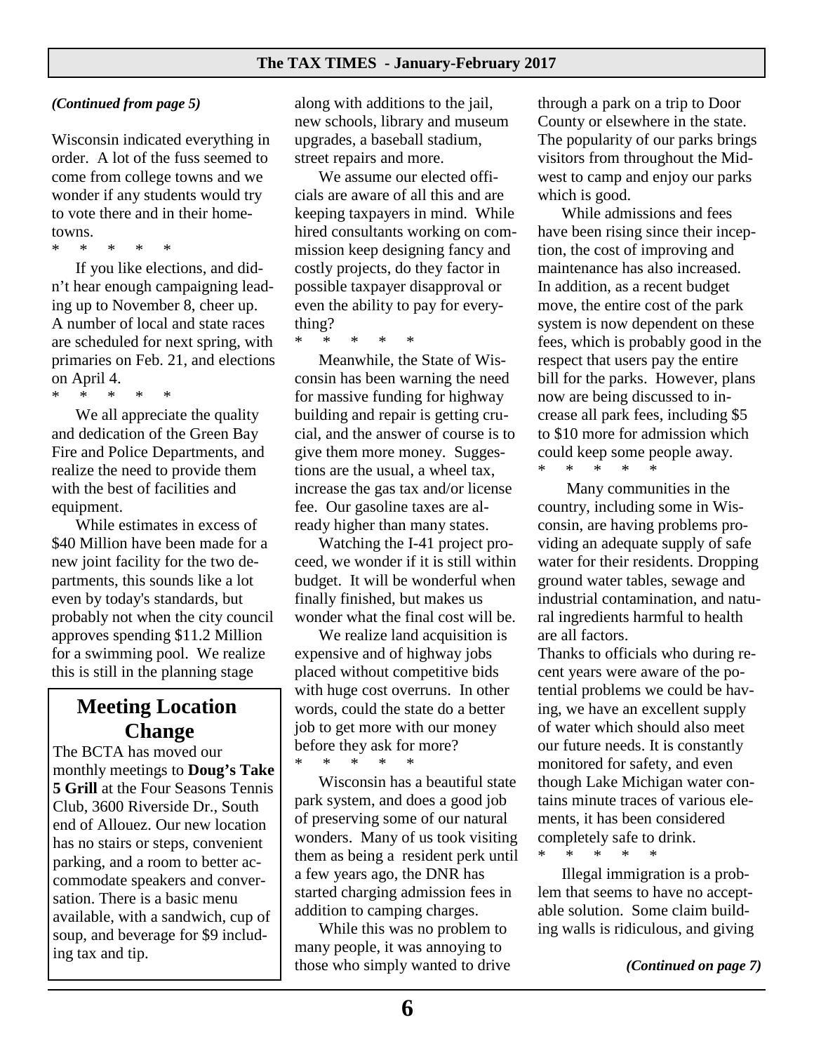*(Continued from page 5)*

Wisconsin indicated everything in order. A lot of the fuss seemed to come from college towns and we wonder if any students would try to vote there and in their hometowns.

\* \* \* \* \*

If you like elections, and didn't hear enough campaigning leading up to November 8, cheer up. A number of local and state races are scheduled for next spring, with primaries on Feb. 21, and elections on April 4.

\* \* \* \* \*

We all appreciate the quality and dedication of the Green Bay Fire and Police Departments, and realize the need to provide them with the best of facilities and equipment.

While estimates in excess of $40 Million have been made for a new joint facility for the two departments, this sounds like a lot even by today's standards, but probably not when the city council approves spending $11.2 Million for a swimming pool. We realize this is still in the planning stage along with additions to the jail, new schools, library and museum upgrades, a baseball stadium, street repairs and more.

We assume our elected officials are aware of all this and are keeping taxpayers in mind. While hired consultants working on commission keep designing fancy and costly projects, do they factor in possible taxpayer disapproval or even the ability to pay for everything?

\* \* \* \* \*

Meanwhile, the State of Wisconsin has been warning the need for massive funding for highway building and repair is getting crucial, and the answer of course is to give them more money. Suggestions are the usual, a wheel tax, increase the gas tax and/or license fee. Our gasoline taxes are already higher than many states.

Watching the I-41 project proceed, we wonder if it is still within budget. It will be wonderful when finally finished, but makes us wonder what the final cost will be.

We realize land acquisition is expensive and of highway jobs placed without competitive bids with huge cost overruns. In other words, could the state do a better job to get more with our money before they ask for more?

\* \* \* \* \*

Wisconsin has a beautiful state park system, and does a good job of preserving some of our natural wonders. Many of us took visiting them as being a resident perk until a few years ago, the DNR has started charging admission fees in addition to camping charges.

While this was no problem to many people, it was annoying to those who simply wanted to drive through a park on a trip to Door County or elsewhere in the state. The popularity of our parks brings visitors from throughout the Midwest to camp and enjoy our parks which is good.

While admissions and fees have been rising since their inception, the cost of improving and maintenance has also increased. In addition, as a recent budget move, the entire cost of the park system is now dependent on these fees, which is probably good in the respect that users pay the entire bill for the parks. However, plans now are being discussed to increase all park fees, including $5 to $10 more for admission which could keep some people away.

\* \* \* \* \*

Many communities in the country, including some in Wisconsin, are having problems providing an adequate supply of safe water for their residents. Dropping ground water tables, sewage and industrial contamination, and natural ingredients harmful to health are all factors.

Thanks to officials who during recent years were aware of the potential problems we could be having, we have an excellent supply of water which should also meet our future needs. It is constantly monitored for safety, and even though Lake Michigan water contains minute traces of various elements, it has been considered completely safe to drink.

\* \* \* \* \*

Illegal immigration is a problem that seems to have no acceptable solution. Some claim building walls is ridiculous, and giving

*(Continued on page 7)*

## Meeting Location Change

The BCTA has moved our monthly meetings to **Doug's Take 5 Grill** at the Four Seasons Tennis Club, 3600 Riverside Dr., South end of Allouez. Our new location has no stairs or steps, convenient parking, and a room to better accommodate speakers and conversation. There is a basic menu available, with a sandwich, cup of soup, and beverage for $9 including tax and tip.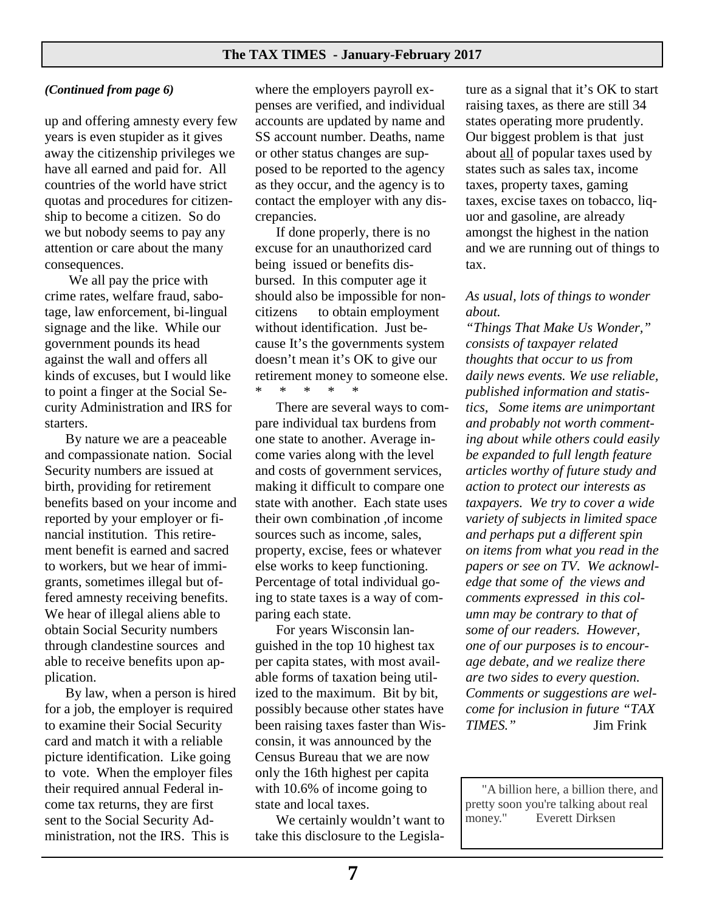*(Continued from page 6)*

up and offering amnesty every few years is even stupider as it gives away the citizenship privileges we have all earned and paid for. All countries of the world have strict quotas and procedures for citizenship to become a citizen. So do we but nobody seems to pay any attention or care about the many consequences.

We all pay the price with crime rates, welfare fraud, sabotage, law enforcement, bi-lingual signage and the like. While our government pounds its head against the wall and offers all kinds of excuses, but I would like to point a finger at the Social Security Administration and IRS for starters.

By nature we are a peaceable and compassionate nation. Social Security numbers are issued at birth, providing for retirement benefits based on your income and reported by your employer or financial institution. This retirement benefit is earned and sacred to workers, but we hear of immigrants, sometimes illegal but offered amnesty receiving benefits. We hear of illegal aliens able to obtain Social Security numbers through clandestine sources and able to receive benefits upon application.

By law, when a person is hired for a job, the employer is required to examine their Social Security card and match it with a reliable picture identification. Like going to vote. When the employer files their required annual Federal income tax returns, they are first sent to the Social Security Administration, not the IRS. This is where the employers payroll expenses are verified, and individual accounts are updated by name and SS account number. Deaths, name or other status changes are supposed to be reported to the agency as they occur, and the agency is to contact the employer with any discrepancies.

If done properly, there is no excuse for an unauthorized card being issued or benefits disbursed. In this computer age it should also be impossible for non-citizens to obtain employment without identification. Just because It's the governments system doesn't mean it's OK to give our retirement money to someone else.

\* \* \* \* \*

There are several ways to compare individual tax burdens from one state to another. Average income varies along with the level and costs of government services, making it difficult to compare one state with another. Each state uses their own combination ,of income sources such as income, sales, property, excise, fees or whatever else works to keep functioning. Percentage of total individual going to state taxes is a way of comparing each state.

For years Wisconsin languished in the top 10 highest tax per capita states, with most available forms of taxation being utilized to the maximum. Bit by bit, possibly because other states have been raising taxes faster than Wisconsin, it was announced by the Census Bureau that we are now only the 16th highest per capita with 10.6% of income going to state and local taxes.

We certainly wouldn't want to take this disclosure to the Legislature as a signal that it's OK to start raising taxes, as there are still 34 states operating more prudently. Our biggest problem is that just about all of popular taxes used by states such as sales tax, income taxes, property taxes, gaming taxes, excise taxes on tobacco, liquor and gasoline, are already amongst the highest in the nation and we are running out of things to tax.

*As usual, lots of things to wonder about.*

*"Things That Make Us Wonder," consists of taxpayer related thoughts that occur to us from daily news events. We use reliable, published information and statistics, Some items are unimportant and probably not worth commenting about while others could easily be expanded to full length feature articles worthy of future study and action to protect our interests as taxpayers. We try to cover a wide variety of subjects in limited space and perhaps put a different spin on items from what you read in the papers or see on TV. We acknowledge that some of the views and comments expressed in this column may be contrary to that of some of our readers. However, one of our purposes is to encourage debate, and we realize there are two sides to every question. Comments or suggestions are welcome for inclusion in future "TAX TIMES."* Jim Frink

"A billion here, a billion there, and pretty soon you're talking about real money." Everett Dirksen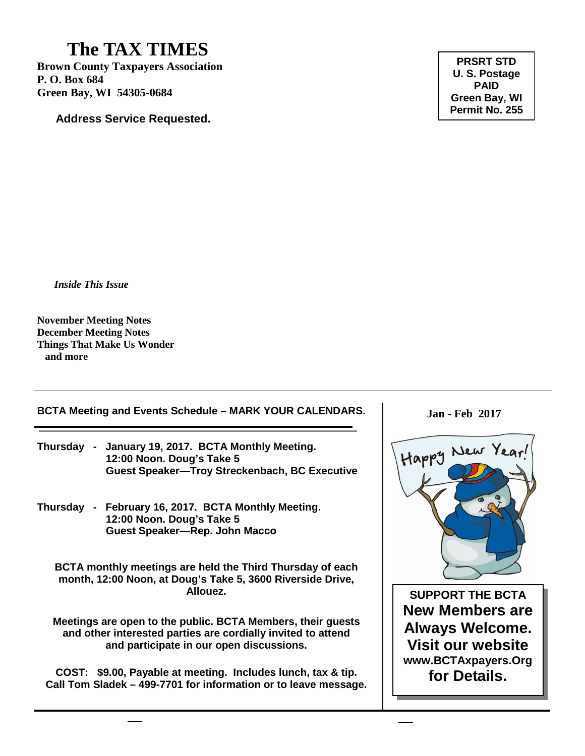# The TAX TIMES

**Brown County Taxpayers Association**
**P. O. Box 684**
**Green Bay, WI 54305-0684**

**Address Service Requested.**

**PRSRT STD**
**U. S. Postage**
**PAID**
**Green Bay, WI**
**Permit No. 255**

***Inside This Issue***

**November Meeting Notes**
**December Meeting Notes**
**Things That Make Us Wonder**
**and more**

**BCTA Meeting and Events Schedule – MARK YOUR CALENDARS.**

**Thursday - January 19, 2017. BCTA Monthly Meeting.**
**12:00 Noon. Doug's Take 5**
**Guest Speaker—Troy Streckenbach, BC Executive**

**Thursday - February 16, 2017. BCTA Monthly Meeting.**
**12:00 Noon. Doug's Take 5**
**Guest Speaker—Rep. John Macco**

**BCTA monthly meetings are held the Third Thursday of each month, 12:00 Noon, at Doug's Take 5, 3600 Riverside Drive, Allouez.**

**Meetings are open to the public. BCTA Members, their guests and other interested parties are cordially invited to attend and participate in our open discussions.**

**COST: $9.00, Payable at meeting. Includes lunch, tax & tip. Call Tom Sladek – 499-7701 for information or to leave message.**

**Jan - Feb 2017**

Happy New Year!

**SUPPORT THE BCTA**
**New Members are Always Welcome. Visit our website www.BCTAxpayers.Org for Details.**